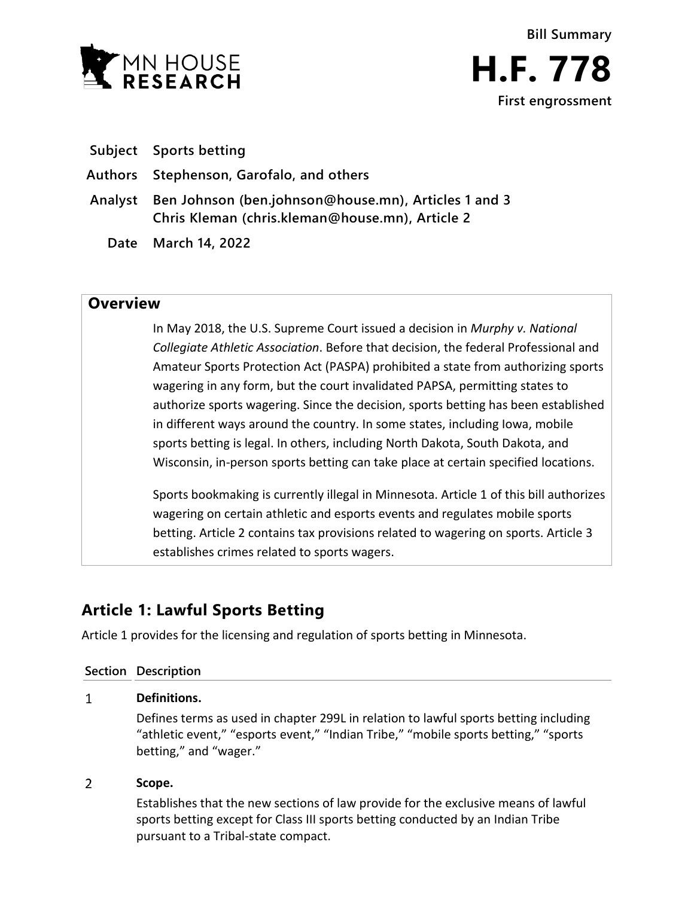MN HOUSE RESEARCH

**Bill Summary**

# H.F. 778

**First engrossment**

| | |
|---|---|
| **Subject** | **Sports betting** |
| **Authors** | **Stephenson, Garofalo, and others** |
| **Analyst** | **Ben Johnson (ben.johnson@house.mn), Articles 1 and 3**<br>**Chris Kleman (chris.kleman@house.mn), Article 2** |
| **Date** | **March 14, 2022** |

## Overview

In May 2018, the U.S. Supreme Court issued a decision in *Murphy v. National Collegiate Athletic Association*. Before that decision, the federal Professional and Amateur Sports Protection Act (PASPA) prohibited a state from authorizing sports wagering in any form, but the court invalidated PAPSA, permitting states to authorize sports wagering. Since the decision, sports betting has been established in different ways around the country. In some states, including Iowa, mobile sports betting is legal. In others, including North Dakota, South Dakota, and Wisconsin, in-person sports betting can take place at certain specified locations.

Sports bookmaking is currently illegal in Minnesota. Article 1 of this bill authorizes wagering on certain athletic and esports events and regulates mobile sports betting. Article 2 contains tax provisions related to wagering on sports. Article 3 establishes crimes related to sports wagers.

## Article 1: Lawful Sports Betting

Article 1 provides for the licensing and regulation of sports betting in Minnesota.

| Section | Description |
|---|---|
| 1 | **Definitions.**<br>Defines terms as used in chapter 299L in relation to lawful sports betting including "athletic event," "esports event," "Indian Tribe," "mobile sports betting," "sports betting," and "wager." |
| 2 | **Scope.**<br>Establishes that the new sections of law provide for the exclusive means of lawful sports betting except for Class III sports betting conducted by an Indian Tribe pursuant to a Tribal-state compact. |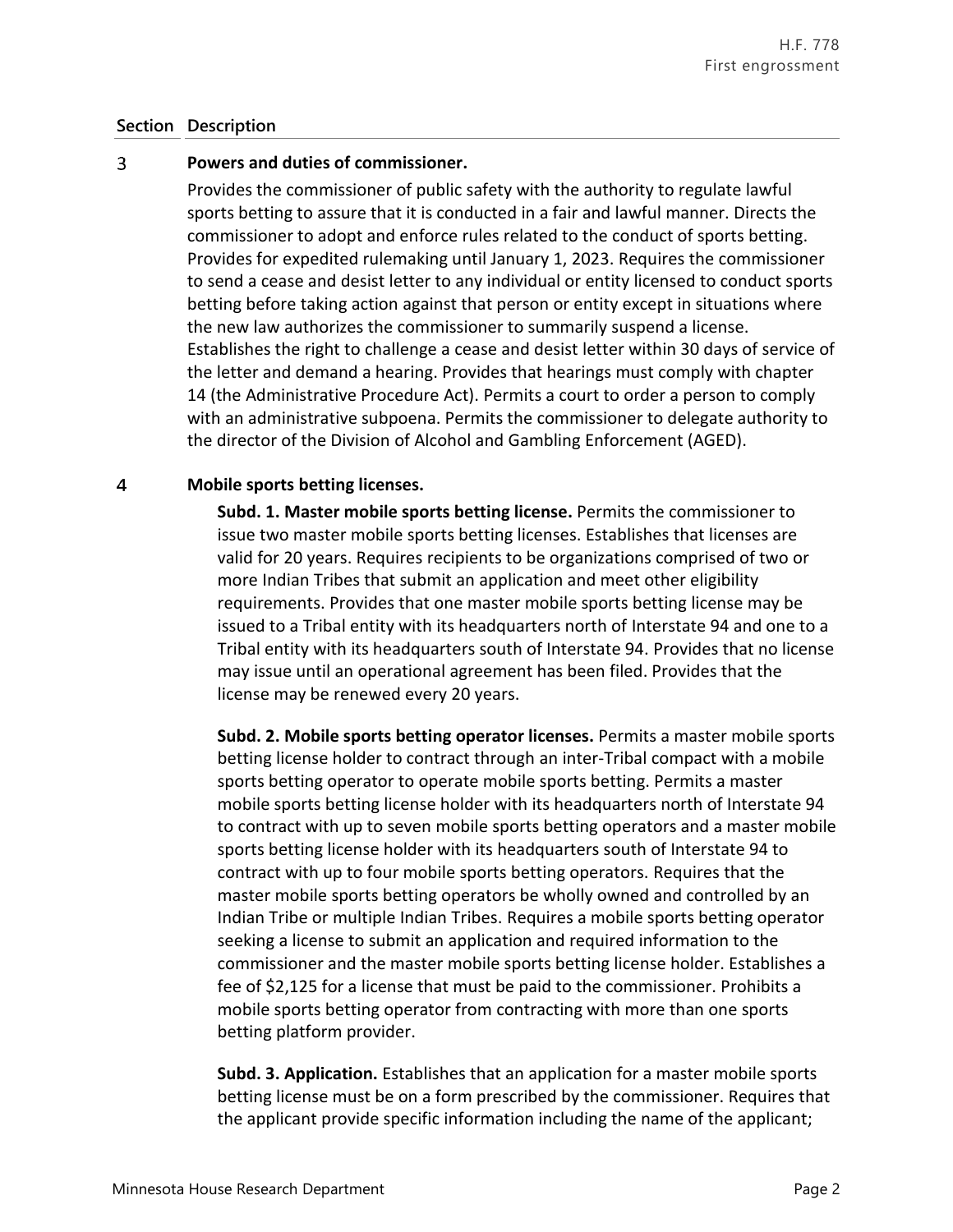| Section | Description |
|---|---|
| 3 | **Powers and duties of commissioner.** |

Provides the commissioner of public safety with the authority to regulate lawful sports betting to assure that it is conducted in a fair and lawful manner. Directs the commissioner to adopt and enforce rules related to the conduct of sports betting. Provides for expedited rulemaking until January 1, 2023. Requires the commissioner to send a cease and desist letter to any individual or entity licensed to conduct sports betting before taking action against that person or entity except in situations where the new law authorizes the commissioner to summarily suspend a license. Establishes the right to challenge a cease and desist letter within 30 days of service of the letter and demand a hearing. Provides that hearings must comply with chapter 14 (the Administrative Procedure Act). Permits a court to order a person to comply with an administrative subpoena. Permits the commissioner to delegate authority to the director of the Division of Alcohol and Gambling Enforcement (AGED).

**4 Mobile sports betting licenses.**

**Subd. 1. Master mobile sports betting license.** Permits the commissioner to issue two master mobile sports betting licenses. Establishes that licenses are valid for 20 years. Requires recipients to be organizations comprised of two or more Indian Tribes that submit an application and meet other eligibility requirements. Provides that one master mobile sports betting license may be issued to a Tribal entity with its headquarters north of Interstate 94 and one to a Tribal entity with its headquarters south of Interstate 94. Provides that no license may issue until an operational agreement has been filed. Provides that the license may be renewed every 20 years.

**Subd. 2. Mobile sports betting operator licenses.** Permits a master mobile sports betting license holder to contract through an inter-Tribal compact with a mobile sports betting operator to operate mobile sports betting. Permits a master mobile sports betting license holder with its headquarters north of Interstate 94 to contract with up to seven mobile sports betting operators and a master mobile sports betting license holder with its headquarters south of Interstate 94 to contract with up to four mobile sports betting operators. Requires that the master mobile sports betting operators be wholly owned and controlled by an Indian Tribe or multiple Indian Tribes. Requires a mobile sports betting operator seeking a license to submit an application and required information to the commissioner and the master mobile sports betting license holder. Establishes a fee of $2,125 for a license that must be paid to the commissioner. Prohibits a mobile sports betting operator from contracting with more than one sports betting platform provider.

**Subd. 3. Application.** Establishes that an application for a master mobile sports betting license must be on a form prescribed by the commissioner. Requires that the applicant provide specific information including the name of the applicant;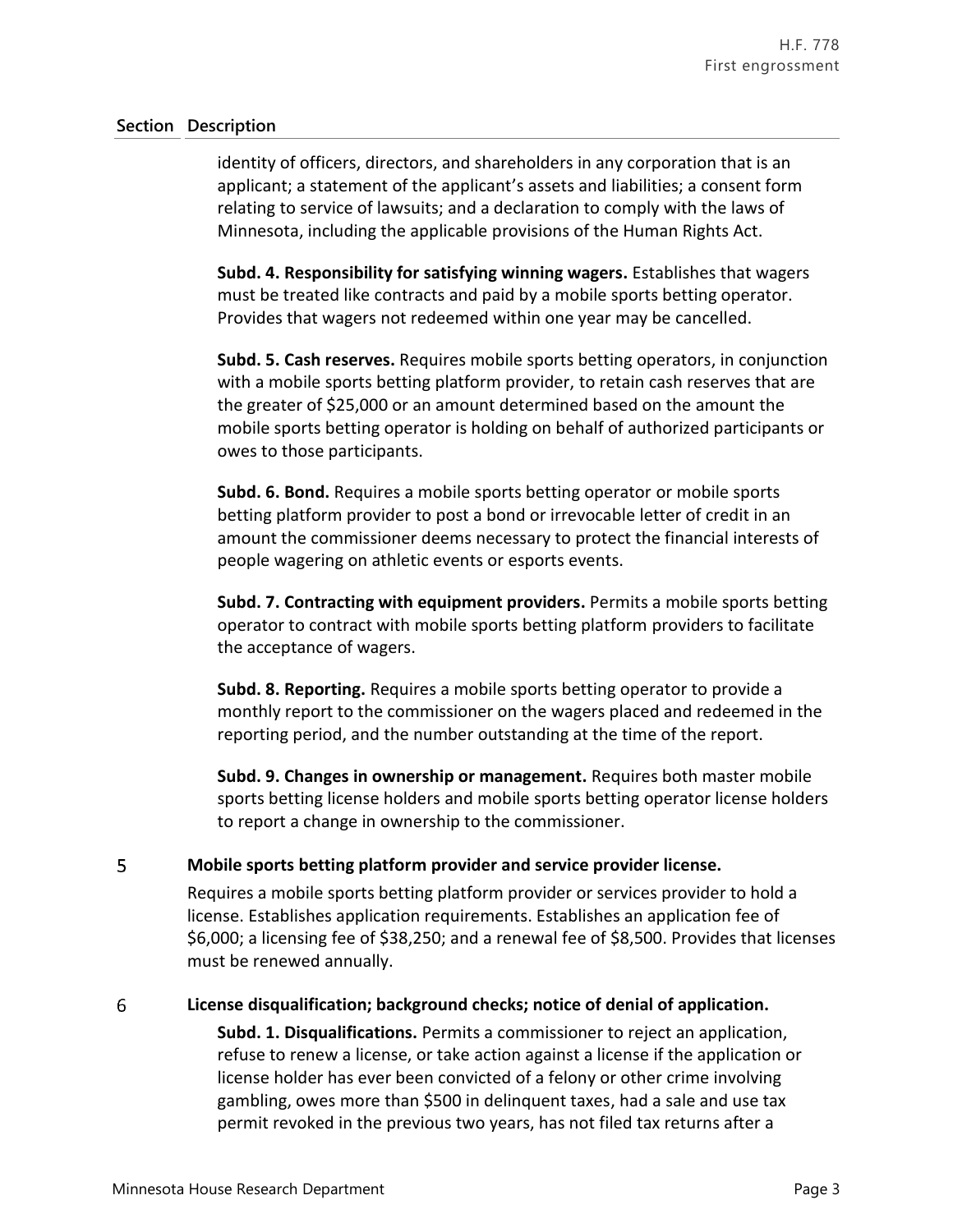| Section | Description |
|---|---|
| | identity of officers, directors, and shareholders in any corporation that is an applicant; a statement of the applicant's assets and liabilities; a consent form relating to service of lawsuits; and a declaration to comply with the laws of Minnesota, including the applicable provisions of the Human Rights Act. |
| | **Subd. 4. Responsibility for satisfying winning wagers.** Establishes that wagers must be treated like contracts and paid by a mobile sports betting operator. Provides that wagers not redeemed within one year may be cancelled. |
| | **Subd. 5. Cash reserves.** Requires mobile sports betting operators, in conjunction with a mobile sports betting platform provider, to retain cash reserves that are the greater of $25,000 or an amount determined based on the amount the mobile sports betting operator is holding on behalf of authorized participants or owes to those participants. |
| | **Subd. 6. Bond.** Requires a mobile sports betting operator or mobile sports betting platform provider to post a bond or irrevocable letter of credit in an amount the commissioner deems necessary to protect the financial interests of people wagering on athletic events or esports events. |
| | **Subd. 7. Contracting with equipment providers.** Permits a mobile sports betting operator to contract with mobile sports betting platform providers to facilitate the acceptance of wagers. |
| | **Subd. 8. Reporting.** Requires a mobile sports betting operator to provide a monthly report to the commissioner on the wagers placed and redeemed in the reporting period, and the number outstanding at the time of the report. |
| | **Subd. 9. Changes in ownership or management.** Requires both master mobile sports betting license holders and mobile sports betting operator license holders to report a change in ownership to the commissioner. |
| 5 | **Mobile sports betting platform provider and service provider license.** |
| | Requires a mobile sports betting platform provider or services provider to hold a license. Establishes application requirements. Establishes an application fee of $6,000; a licensing fee of $38,250; and a renewal fee of $8,500. Provides that licenses must be renewed annually. |
| 6 | **License disqualification; background checks; notice of denial of application.** |
| | **Subd. 1. Disqualifications.** Permits a commissioner to reject an application, refuse to renew a license, or take action against a license if the application or license holder has ever been convicted of a felony or other crime involving gambling, owes more than $500 in delinquent taxes, had a sale and use tax permit revoked in the previous two years, has not filed tax returns after a |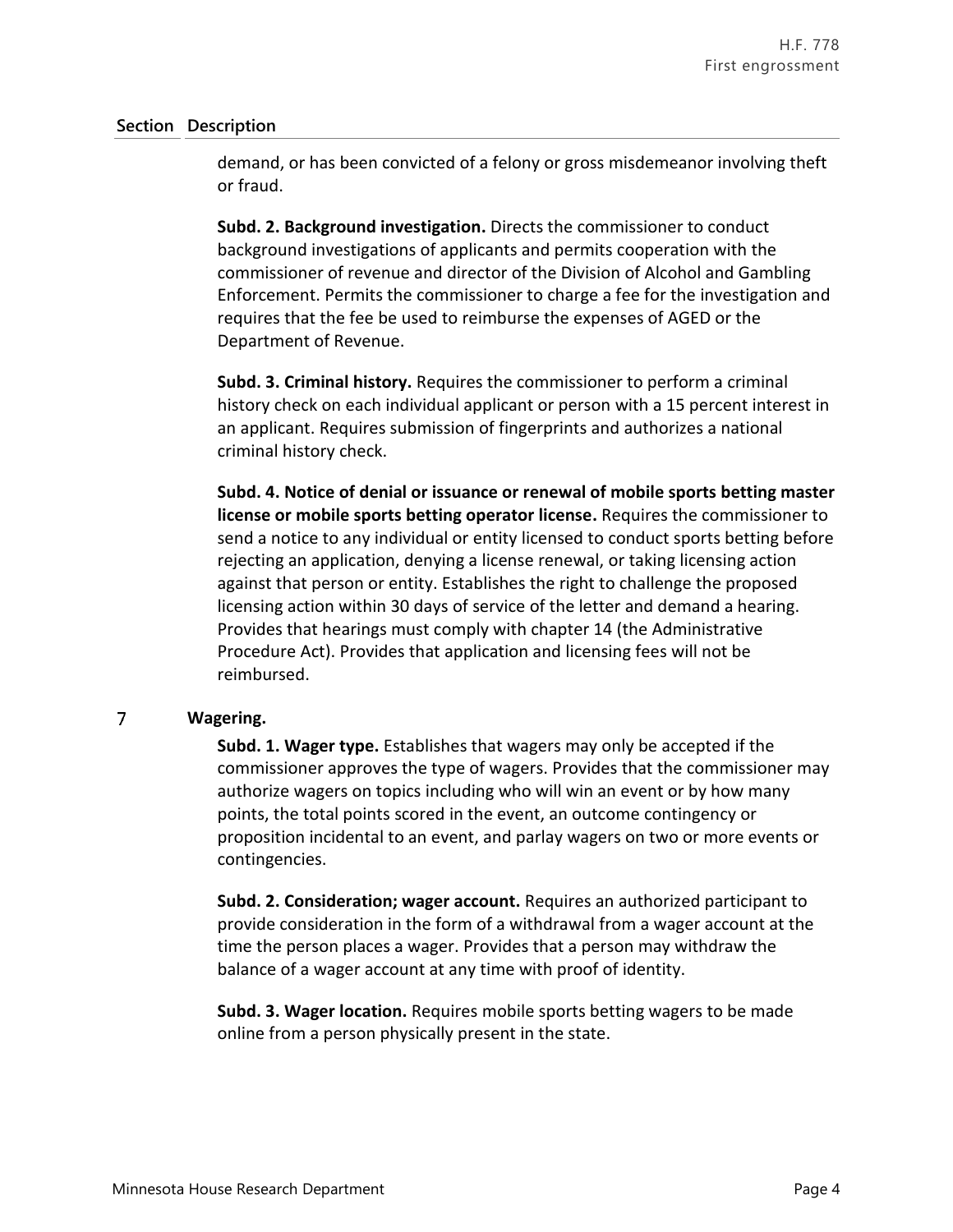| Section | Description |
|---|---|
| | demand, or has been convicted of a felony or gross misdemeanor involving theft or fraud.<br><br>**Subd. 2. Background investigation.** Directs the commissioner to conduct background investigations of applicants and permits cooperation with the commissioner of revenue and director of the Division of Alcohol and Gambling Enforcement. Permits the commissioner to charge a fee for the investigation and requires that the fee be used to reimburse the expenses of AGED or the Department of Revenue.<br><br>**Subd. 3. Criminal history.** Requires the commissioner to perform a criminal history check on each individual applicant or person with a 15 percent interest in an applicant. Requires submission of fingerprints and authorizes a national criminal history check.<br><br>**Subd. 4. Notice of denial or issuance or renewal of mobile sports betting master license or mobile sports betting operator license.** Requires the commissioner to send a notice to any individual or entity licensed to conduct sports betting before rejecting an application, denying a license renewal, or taking licensing action against that person or entity. Establishes the right to challenge the proposed licensing action within 30 days of service of the letter and demand a hearing. Provides that hearings must comply with chapter 14 (the Administrative Procedure Act). Provides that application and licensing fees will not be reimbursed. |
| 7 | **Wagering.**<br><br>**Subd. 1. Wager type.** Establishes that wagers may only be accepted if the commissioner approves the type of wagers. Provides that the commissioner may authorize wagers on topics including who will win an event or by how many points, the total points scored in the event, an outcome contingency or proposition incidental to an event, and parlay wagers on two or more events or contingencies.<br><br>**Subd. 2. Consideration; wager account.** Requires an authorized participant to provide consideration in the form of a withdrawal from a wager account at the time the person places a wager. Provides that a person may withdraw the balance of a wager account at any time with proof of identity.<br><br>**Subd. 3. Wager location.** Requires mobile sports betting wagers to be made online from a person physically present in the state. |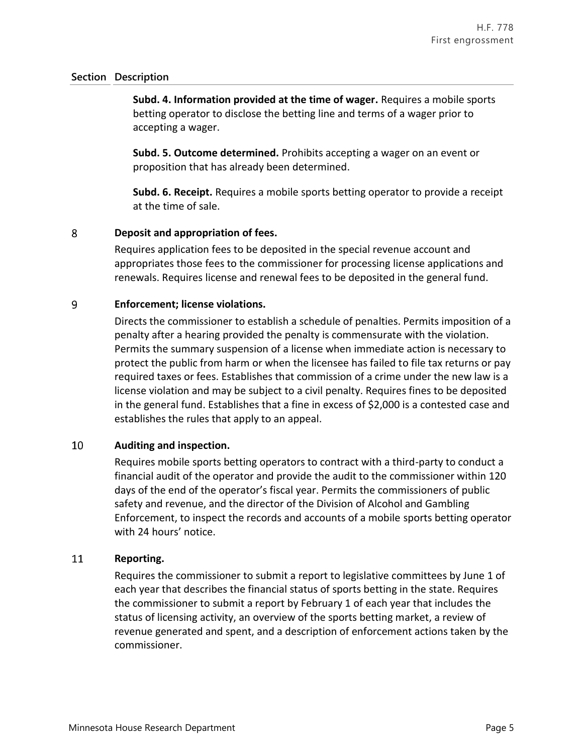| Section | Description |
|---|---|
| | **Subd. 4. Information provided at the time of wager.** Requires a mobile sports betting operator to disclose the betting line and terms of a wager prior to accepting a wager. |
| | **Subd. 5. Outcome determined.** Prohibits accepting a wager on an event or proposition that has already been determined. |
| | **Subd. 6. Receipt.** Requires a mobile sports betting operator to provide a receipt at the time of sale. |
| 8 | **Deposit and appropriation of fees.**<br>Requires application fees to be deposited in the special revenue account and appropriates those fees to the commissioner for processing license applications and renewals. Requires license and renewal fees to be deposited in the general fund. |
| 9 | **Enforcement; license violations.**<br>Directs the commissioner to establish a schedule of penalties. Permits imposition of a penalty after a hearing provided the penalty is commensurate with the violation. Permits the summary suspension of a license when immediate action is necessary to protect the public from harm or when the licensee has failed to file tax returns or pay required taxes or fees. Establishes that commission of a crime under the new law is a license violation and may be subject to a civil penalty. Requires fines to be deposited in the general fund. Establishes that a fine in excess of $2,000 is a contested case and establishes the rules that apply to an appeal. |
| 10 | **Auditing and inspection.**<br>Requires mobile sports betting operators to contract with a third-party to conduct a financial audit of the operator and provide the audit to the commissioner within 120 days of the end of the operator's fiscal year. Permits the commissioners of public safety and revenue, and the director of the Division of Alcohol and Gambling Enforcement, to inspect the records and accounts of a mobile sports betting operator with 24 hours' notice. |
| 11 | **Reporting.**<br>Requires the commissioner to submit a report to legislative committees by June 1 of each year that describes the financial status of sports betting in the state. Requires the commissioner to submit a report by February 1 of each year that includes the status of licensing activity, an overview of the sports betting market, a review of revenue generated and spent, and a description of enforcement actions taken by the commissioner. |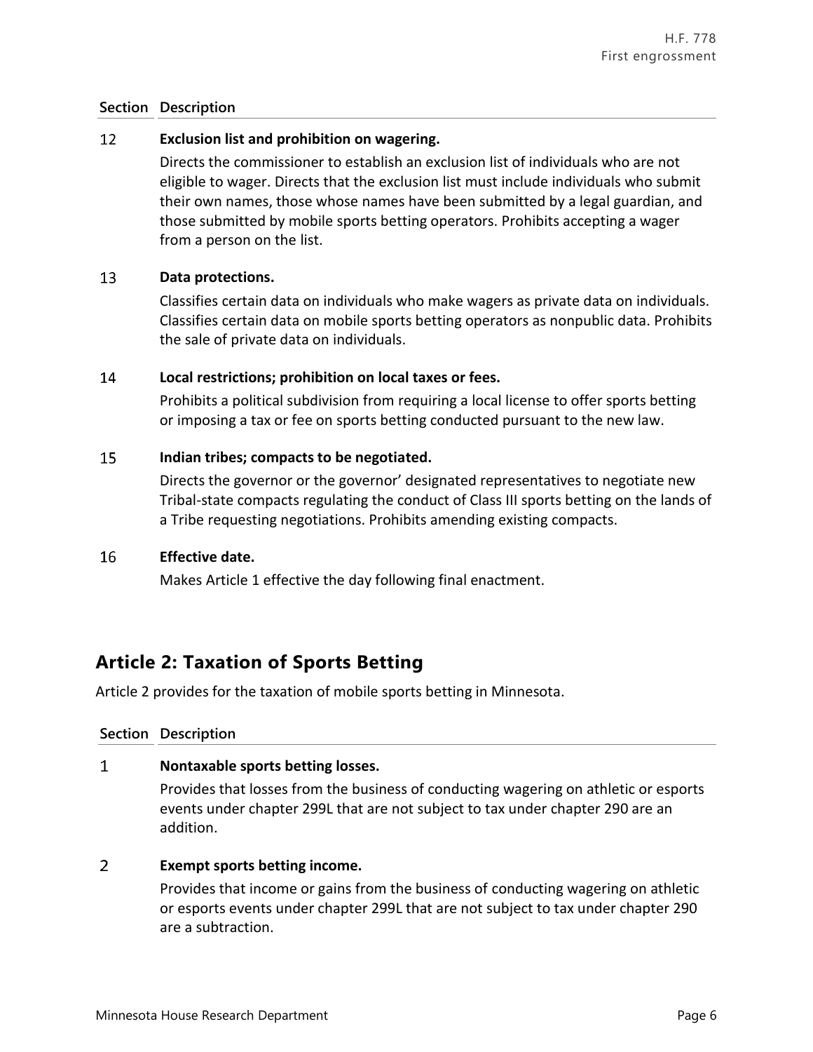| Section | Description |
|---|---|
| 12 | **Exclusion list and prohibition on wagering.**<br>Directs the commissioner to establish an exclusion list of individuals who are not eligible to wager. Directs that the exclusion list must include individuals who submit their own names, those whose names have been submitted by a legal guardian, and those submitted by mobile sports betting operators. Prohibits accepting a wager from a person on the list. |
| 13 | **Data protections.**<br>Classifies certain data on individuals who make wagers as private data on individuals. Classifies certain data on mobile sports betting operators as nonpublic data. Prohibits the sale of private data on individuals. |
| 14 | **Local restrictions; prohibition on local taxes or fees.**<br>Prohibits a political subdivision from requiring a local license to offer sports betting or imposing a tax or fee on sports betting conducted pursuant to the new law. |
| 15 | **Indian tribes; compacts to be negotiated.**<br>Directs the governor or the governor' designated representatives to negotiate new Tribal-state compacts regulating the conduct of Class III sports betting on the lands of a Tribe requesting negotiations. Prohibits amending existing compacts. |
| 16 | **Effective date.**<br>Makes Article 1 effective the day following final enactment. |

## Article 2: Taxation of Sports Betting

Article 2 provides for the taxation of mobile sports betting in Minnesota.

| Section | Description |
|---|---|
| 1 | **Nontaxable sports betting losses.**<br>Provides that losses from the business of conducting wagering on athletic or esports events under chapter 299L that are not subject to tax under chapter 290 are an addition. |
| 2 | **Exempt sports betting income.**<br>Provides that income or gains from the business of conducting wagering on athletic or esports events under chapter 299L that are not subject to tax under chapter 290 are a subtraction. |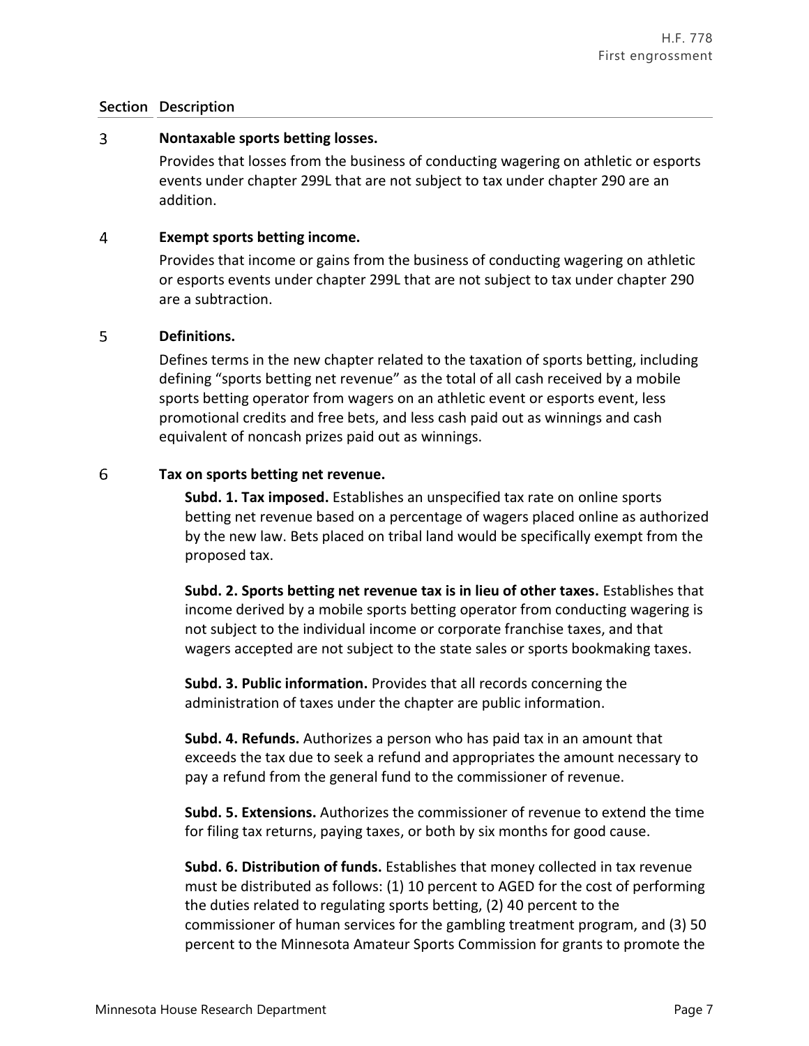| Section | Description |
|---|---|
| 3 | **Nontaxable sports betting losses.** Provides that losses from the business of conducting wagering on athletic or esports events under chapter 299L that are not subject to tax under chapter 290 are an addition. |
| 4 | **Exempt sports betting income.** Provides that income or gains from the business of conducting wagering on athletic or esports events under chapter 299L that are not subject to tax under chapter 290 are a subtraction. |
| 5 | **Definitions.** Defines terms in the new chapter related to the taxation of sports betting, including defining "sports betting net revenue" as the total of all cash received by a mobile sports betting operator from wagers on an athletic event or esports event, less promotional credits and free bets, and less cash paid out as winnings and cash equivalent of noncash prizes paid out as winnings. |
| 6 | **Tax on sports betting net revenue.** |

**Subd. 1. Tax imposed.** Establishes an unspecified tax rate on online sports betting net revenue based on a percentage of wagers placed online as authorized by the new law. Bets placed on tribal land would be specifically exempt from the proposed tax.

**Subd. 2. Sports betting net revenue tax is in lieu of other taxes.** Establishes that income derived by a mobile sports betting operator from conducting wagering is not subject to the individual income or corporate franchise taxes, and that wagers accepted are not subject to the state sales or sports bookmaking taxes.

**Subd. 3. Public information.** Provides that all records concerning the administration of taxes under the chapter are public information.

**Subd. 4. Refunds.** Authorizes a person who has paid tax in an amount that exceeds the tax due to seek a refund and appropriates the amount necessary to pay a refund from the general fund to the commissioner of revenue.

**Subd. 5. Extensions.** Authorizes the commissioner of revenue to extend the time for filing tax returns, paying taxes, or both by six months for good cause.

**Subd. 6. Distribution of funds.** Establishes that money collected in tax revenue must be distributed as follows: (1) 10 percent to AGED for the cost of performing the duties related to regulating sports betting, (2) 40 percent to the commissioner of human services for the gambling treatment program, and (3) 50 percent to the Minnesota Amateur Sports Commission for grants to promote the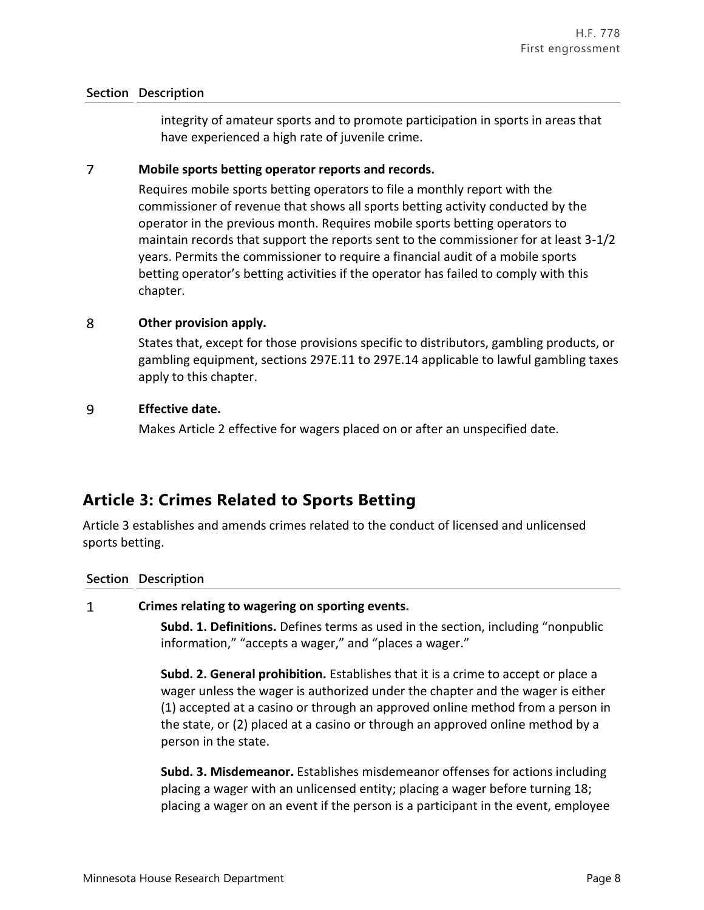| Section | Description |
|---|---|
| | integrity of amateur sports and to promote participation in sports in areas that have experienced a high rate of juvenile crime. |
| 7 | **Mobile sports betting operator reports and records.**<br>Requires mobile sports betting operators to file a monthly report with the commissioner of revenue that shows all sports betting activity conducted by the operator in the previous month. Requires mobile sports betting operators to maintain records that support the reports sent to the commissioner for at least 3-1/2 years. Permits the commissioner to require a financial audit of a mobile sports betting operator's betting activities if the operator has failed to comply with this chapter. |
| 8 | **Other provision apply.**<br>States that, except for those provisions specific to distributors, gambling products, or gambling equipment, sections 297E.11 to 297E.14 applicable to lawful gambling taxes apply to this chapter. |
| 9 | **Effective date.**<br>Makes Article 2 effective for wagers placed on or after an unspecified date. |

## Article 3: Crimes Related to Sports Betting

Article 3 establishes and amends crimes related to the conduct of licensed and unlicensed sports betting.

| Section | Description |
|---|---|
| 1 | **Crimes relating to wagering on sporting events.**<br>**Subd. 1. Definitions.** Defines terms as used in the section, including "nonpublic information," "accepts a wager," and "places a wager."<br><br>**Subd. 2. General prohibition.** Establishes that it is a crime to accept or place a wager unless the wager is authorized under the chapter and the wager is either (1) accepted at a casino or through an approved online method from a person in the state, or (2) placed at a casino or through an approved online method by a person in the state.<br><br>**Subd. 3. Misdemeanor.** Establishes misdemeanor offenses for actions including placing a wager with an unlicensed entity; placing a wager before turning 18; placing a wager on an event if the person is a participant in the event, employee |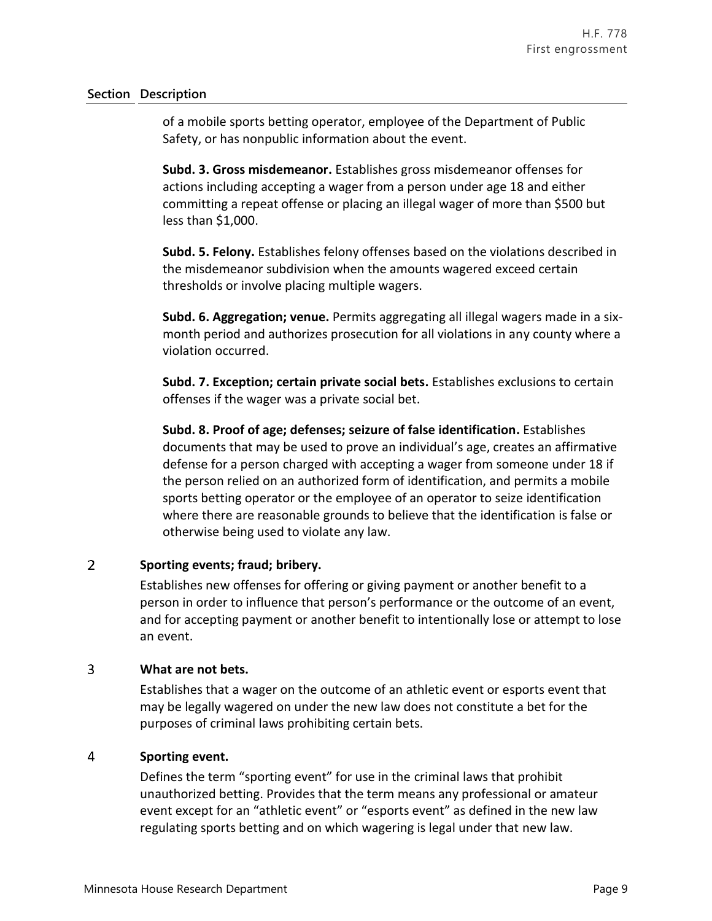| Section | Description |
|---|---|
| | of a mobile sports betting operator, employee of the Department of Public Safety, or has nonpublic information about the event.<br><br>**Subd. 3. Gross misdemeanor.** Establishes gross misdemeanor offenses for actions including accepting a wager from a person under age 18 and either committing a repeat offense or placing an illegal wager of more than $500 but less than $1,000.<br><br>**Subd. 5. Felony.** Establishes felony offenses based on the violations described in the misdemeanor subdivision when the amounts wagered exceed certain thresholds or involve placing multiple wagers.<br><br>**Subd. 6. Aggregation; venue.** Permits aggregating all illegal wagers made in a six-month period and authorizes prosecution for all violations in any county where a violation occurred.<br><br>**Subd. 7. Exception; certain private social bets.** Establishes exclusions to certain offenses if the wager was a private social bet.<br><br>**Subd. 8. Proof of age; defenses; seizure of false identification.** Establishes documents that may be used to prove an individual's age, creates an affirmative defense for a person charged with accepting a wager from someone under 18 if the person relied on an authorized form of identification, and permits a mobile sports betting operator or the employee of an operator to seize identification where there are reasonable grounds to believe that the identification is false or otherwise being used to violate any law. |
| 2 | **Sporting events; fraud; bribery.**<br><br>Establishes new offenses for offering or giving payment or another benefit to a person in order to influence that person's performance or the outcome of an event, and for accepting payment or another benefit to intentionally lose or attempt to lose an event. |
| 3 | **What are not bets.**<br><br>Establishes that a wager on the outcome of an athletic event or esports event that may be legally wagered on under the new law does not constitute a bet for the purposes of criminal laws prohibiting certain bets. |
| 4 | **Sporting event.**<br><br>Defines the term "sporting event" for use in the criminal laws that prohibit unauthorized betting. Provides that the term means any professional or amateur event except for an "athletic event" or "esports event" as defined in the new law regulating sports betting and on which wagering is legal under that new law. |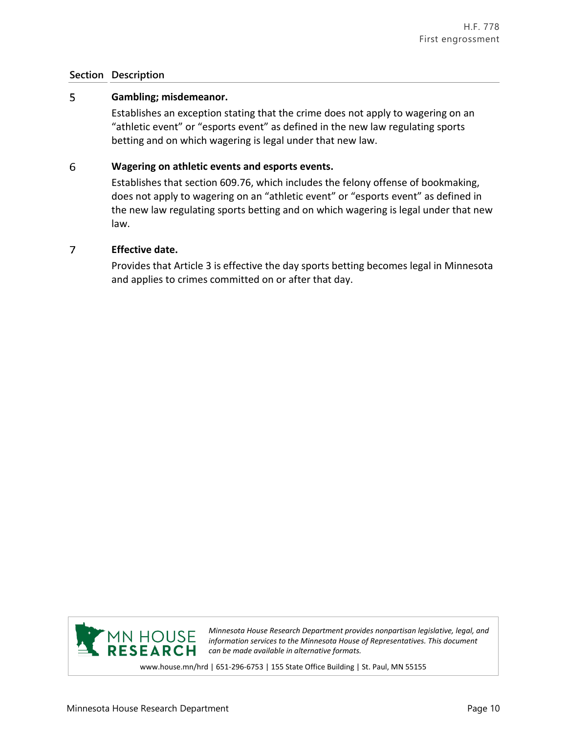| Section | Description |
| --- | --- |
| 5 | **Gambling; misdemeanor.**<br>Establishes an exception stating that the crime does not apply to wagering on an "athletic event" or "esports event" as defined in the new law regulating sports betting and on which wagering is legal under that new law. |
| 6 | **Wagering on athletic events and esports events.**<br>Establishes that section 609.76, which includes the felony offense of bookmaking, does not apply to wagering on an "athletic event" or "esports event" as defined in the new law regulating sports betting and on which wagering is legal under that new law. |
| 7 | **Effective date.**<br>Provides that Article 3 is effective the day sports betting becomes legal in Minnesota and applies to crimes committed on or after that day. |

MN HOUSE RESEARCH

*Minnesota House Research Department provides nonpartisan legislative, legal, and information services to the Minnesota House of Representatives. This document can be made available in alternative formats.*

www.house.mn/hrd | 651-296-6753 | 155 State Office Building | St. Paul, MN 55155